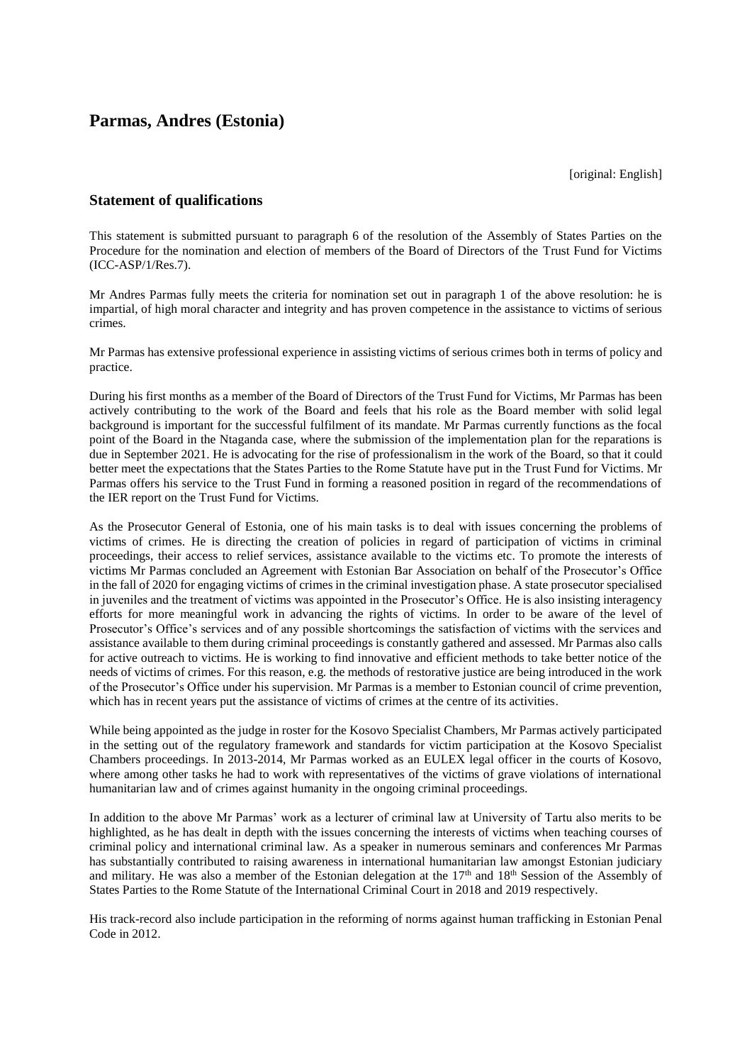# Parmas, Andres (Estonia)

[original: English]

## Statement of qualifications

This statement is submitted pursuant to paragraph 6 of the resolution of the Assembly of States Parties on the Procedure for the nomination and election of members of the Board of Directors of the Trust Fund for Victims (ICC-ASP/1/Res.7).

Mr Andres Parmas fully meets the criteria for nomination set out in paragraph 1 of the above resolution: he is impartial, of high moral character and integrity and has proven competence in the assistance to victims of serious crimes.

Mr Parmas has extensive professional experience in assisting victims of serious crimes both in terms of policy and practice.

During his first months as a member of the Board of Directors of the Trust Fund for Victims, Mr Parmas has been actively contributing to the work of the Board and feels that his role as the Board member with solid legal background is important for the successful fulfilment of its mandate. Mr Parmas currently functions as the focal point of the Board in the Ntaganda case, where the submission of the implementation plan for the reparations is due in September 2021. He is advocating for the rise of professionalism in the work of the Board, so that it could better meet the expectations that the States Parties to the Rome Statute have put in the Trust Fund for Victims. Mr Parmas offers his service to the Trust Fund in forming a reasoned position in regard of the recommendations of the IER report on the Trust Fund for Victims.

As the Prosecutor General of Estonia, one of his main tasks is to deal with issues concerning the problems of victims of crimes. He is directing the creation of policies in regard of participation of victims in criminal proceedings, their access to relief services, assistance available to the victims etc. To promote the interests of victims Mr Parmas concluded an Agreement with Estonian Bar Association on behalf of the Prosecutor's Office in the fall of 2020 for engaging victims of crimes in the criminal investigation phase. A state prosecutor specialised in juveniles and the treatment of victims was appointed in the Prosecutor's Office. He is also insisting interagency efforts for more meaningful work in advancing the rights of victims. In order to be aware of the level of Prosecutor's Office's services and of any possible shortcomings the satisfaction of victims with the services and assistance available to them during criminal proceedings is constantly gathered and assessed. Mr Parmas also calls for active outreach to victims. He is working to find innovative and efficient methods to take better notice of the needs of victims of crimes. For this reason, e.g. the methods of restorative justice are being introduced in the work of the Prosecutor's Office under his supervision. Mr Parmas is a member to Estonian council of crime prevention, which has in recent years put the assistance of victims of crimes at the centre of its activities.

While being appointed as the judge in roster for the Kosovo Specialist Chambers, Mr Parmas actively participated in the setting out of the regulatory framework and standards for victim participation at the Kosovo Specialist Chambers proceedings. In 2013-2014, Mr Parmas worked as an EULEX legal officer in the courts of Kosovo, where among other tasks he had to work with representatives of the victims of grave violations of international humanitarian law and of crimes against humanity in the ongoing criminal proceedings.

In addition to the above Mr Parmas' work as a lecturer of criminal law at University of Tartu also merits to be highlighted, as he has dealt in depth with the issues concerning the interests of victims when teaching courses of criminal policy and international criminal law. As a speaker in numerous seminars and conferences Mr Parmas has substantially contributed to raising awareness in international humanitarian law amongst Estonian judiciary and military. He was also a member of the Estonian delegation at the 17th and 18th Session of the Assembly of States Parties to the Rome Statute of the International Criminal Court in 2018 and 2019 respectively.

His track-record also include participation in the reforming of norms against human trafficking in Estonian Penal Code in 2012.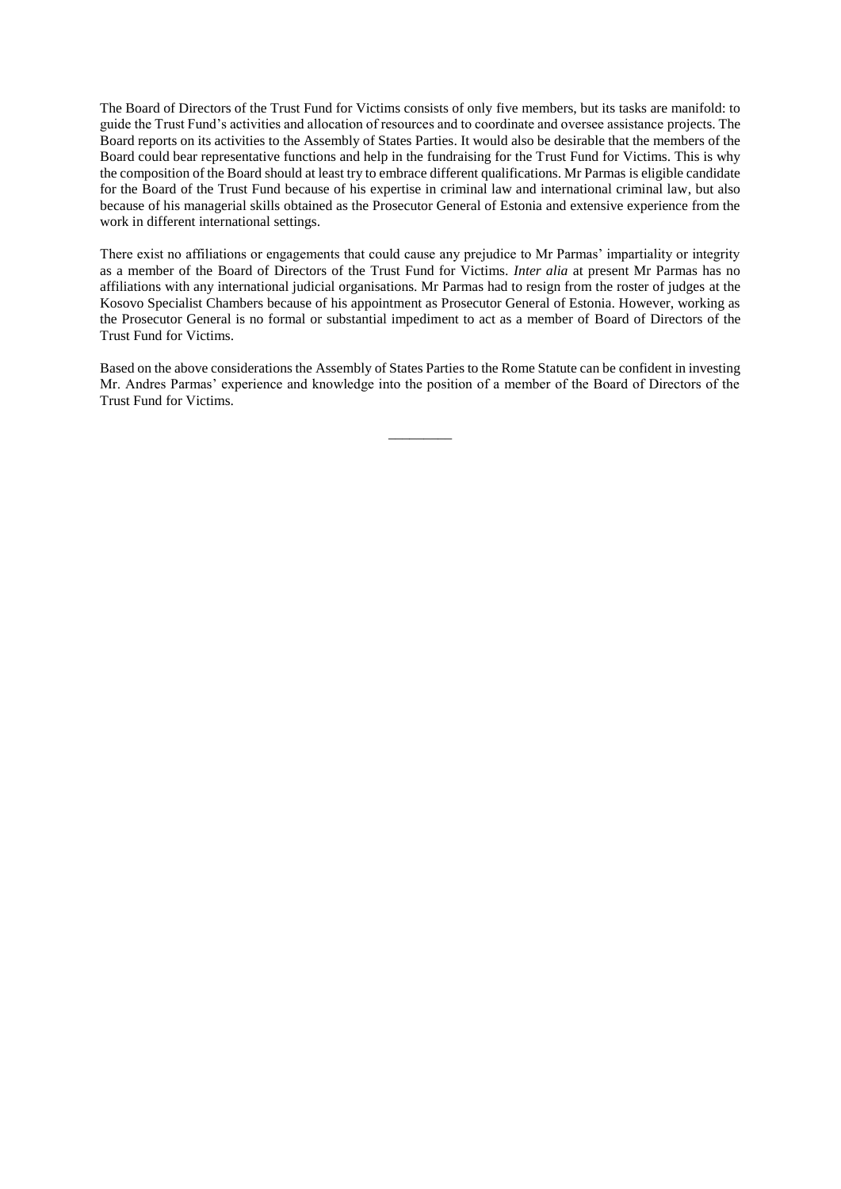The Board of Directors of the Trust Fund for Victims consists of only five members, but its tasks are manifold: to guide the Trust Fund's activities and allocation of resources and to coordinate and oversee assistance projects. The Board reports on its activities to the Assembly of States Parties. It would also be desirable that the members of the Board could bear representative functions and help in the fundraising for the Trust Fund for Victims. This is why the composition of the Board should at least try to embrace different qualifications. Mr Parmas is eligible candidate for the Board of the Trust Fund because of his expertise in criminal law and international criminal law, but also because of his managerial skills obtained as the Prosecutor General of Estonia and extensive experience from the work in different international settings.

There exist no affiliations or engagements that could cause any prejudice to Mr Parmas' impartiality or integrity as a member of the Board of Directors of the Trust Fund for Victims. *Inter alia* at present Mr Parmas has no affiliations with any international judicial organisations. Mr Parmas had to resign from the roster of judges at the Kosovo Specialist Chambers because of his appointment as Prosecutor General of Estonia. However, working as the Prosecutor General is no formal or substantial impediment to act as a member of Board of Directors of the Trust Fund for Victims.

Based on the above considerations the Assembly of States Parties to the Rome Statute can be confident in investing Mr. Andres Parmas' experience and knowledge into the position of a member of the Board of Directors of the Trust Fund for Victims.

\_\_\_\_\_\_\_\_\_